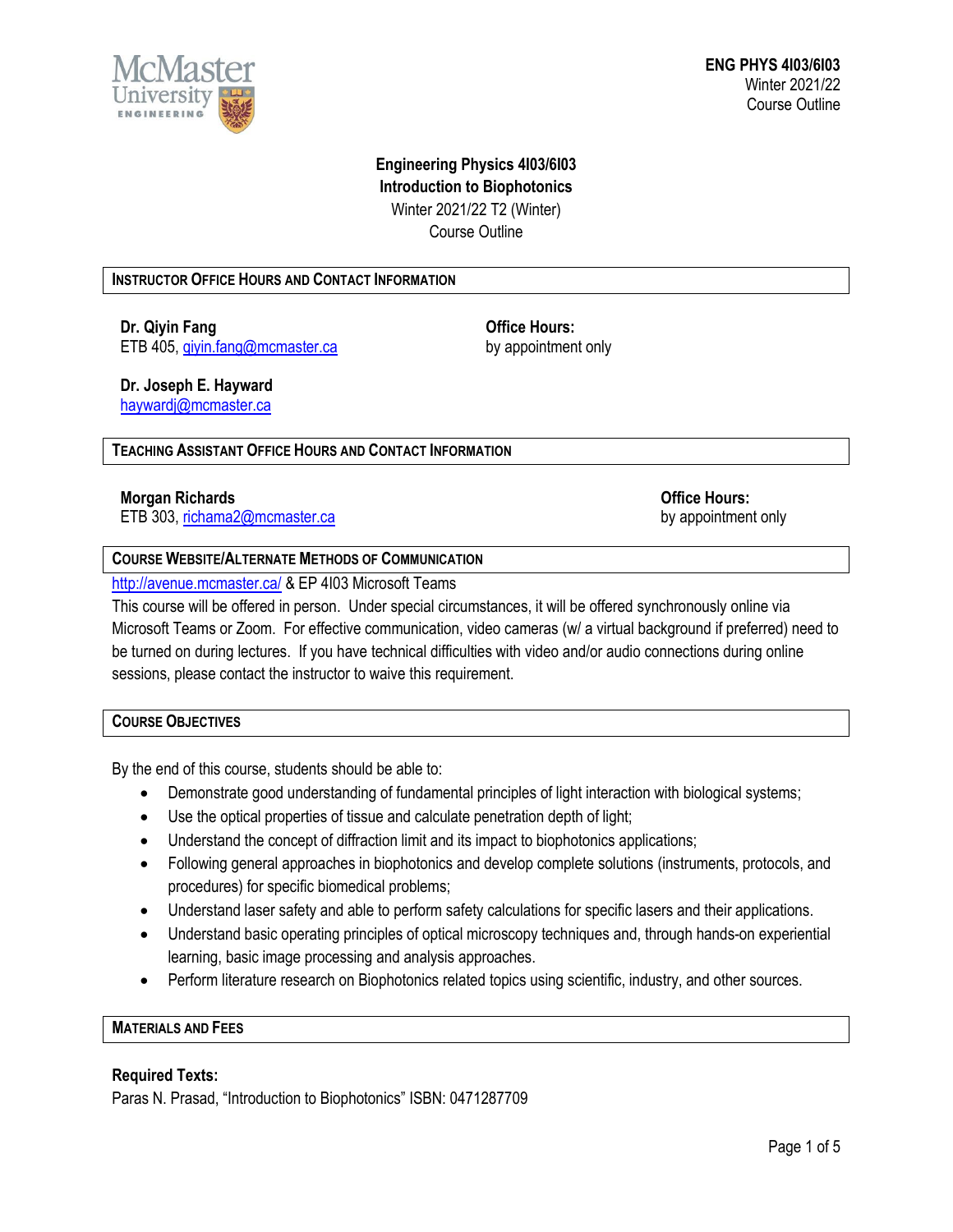ENG PHYS 4I03/6I03
Winter 2021/22
Course Outline

# Engineering Physics 4I03/6I03
# Introduction to Biophotonics

Winter 2021/22 T2 (Winter)
Course Outline

## INSTRUCTOR OFFICE HOURS AND CONTACT INFORMATION

**Dr. Qiyin Fang**
ETB 405, qiyin.fang@mcmaster.ca

**Office Hours:**
by appointment only

**Dr. Joseph E. Hayward**
haywardj@mcmaster.ca

## TEACHING ASSISTANT OFFICE HOURS AND CONTACT INFORMATION

**Morgan Richards**
ETB 303, richama2@mcmaster.ca

**Office Hours:**
by appointment only

## COURSE WEBSITE/ALTERNATE METHODS OF COMMUNICATION

http://avenue.mcmaster.ca/ & EP 4I03 Microsoft Teams

This course will be offered in person. Under special circumstances, it will be offered synchronously online via Microsoft Teams or Zoom. For effective communication, video cameras (w/ a virtual background if preferred) need to be turned on during lectures. If you have technical difficulties with video and/or audio connections during online sessions, please contact the instructor to waive this requirement.

## COURSE OBJECTIVES

By the end of this course, students should be able to:

- Demonstrate good understanding of fundamental principles of light interaction with biological systems;
- Use the optical properties of tissue and calculate penetration depth of light;
- Understand the concept of diffraction limit and its impact to biophotonics applications;
- Following general approaches in biophotonics and develop complete solutions (instruments, protocols, and procedures) for specific biomedical problems;
- Understand laser safety and able to perform safety calculations for specific lasers and their applications.
- Understand basic operating principles of optical microscopy techniques and, through hands-on experiential learning, basic image processing and analysis approaches.
- Perform literature research on Biophotonics related topics using scientific, industry, and other sources.

## MATERIALS AND FEES

**Required Texts:**
Paras N. Prasad, "Introduction to Biophotonics" ISBN: 0471287709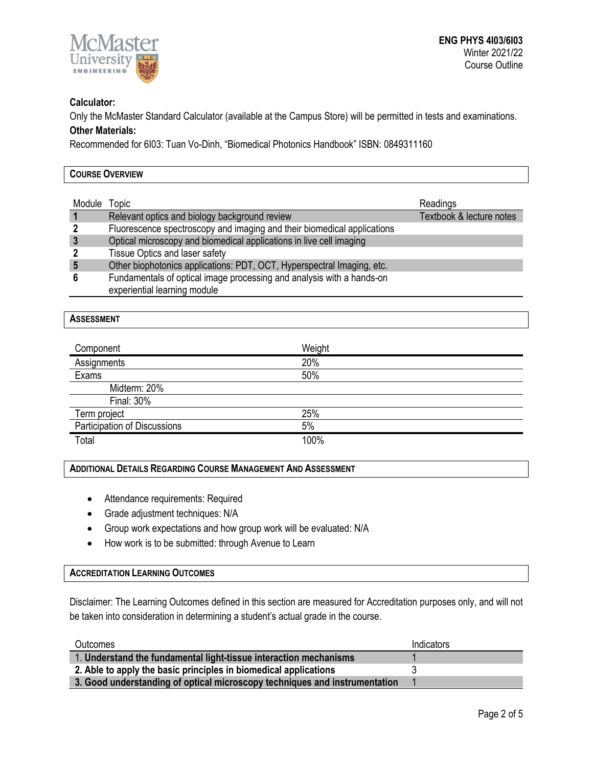**Calculator:**

Only the McMaster Standard Calculator (available at the Campus Store) will be permitted in tests and examinations.

**Other Materials:**

Recommended for 6I03: Tuan Vo-Dinh, "Biomedical Photonics Handbook" ISBN: 0849311160

## COURSE OVERVIEW

| Module | Topic | Readings |
|---|---|---|
| **1** | Relevant optics and biology background review | Textbook & lecture notes |
| **2** | Fluorescence spectroscopy and imaging and their biomedical applications | |
| **3** | Optical microscopy and biomedical applications in live cell imaging | |
| **2** | Tissue Optics and laser safety | |
| **5** | Other biophotonics applications: PDT, OCT, Hyperspectral Imaging, etc. | |
| **6** | Fundamentals of optical image processing and analysis with a hands-on experiential learning module | |

## ASSESSMENT

| Component | Weight |
|---|---|
| Assignments | 20% |
| Exams | 50% |
| Midterm: 20% | |
| Final: 30% | |
| Term project | 25% |
| Participation of Discussions | 5% |
| Total | 100% |

## ADDITIONAL DETAILS REGARDING COURSE MANAGEMENT AND ASSESSMENT

- Attendance requirements: Required
- Grade adjustment techniques: N/A
- Group work expectations and how group work will be evaluated: N/A
- How work is to be submitted: through Avenue to Learn

## ACCREDITATION LEARNING OUTCOMES

Disclaimer: The Learning Outcomes defined in this section are measured for Accreditation purposes only, and will not be taken into consideration in determining a student's actual grade in the course.

| Outcomes | Indicators |
|---|---|
| 1. **Understand the fundamental light-tissue interaction mechanisms** | 1 |
| **2. Able to apply the basic principles in biomedical applications** | 3 |
| **3. Good understanding of optical microscopy techniques and instrumentation** | 1 |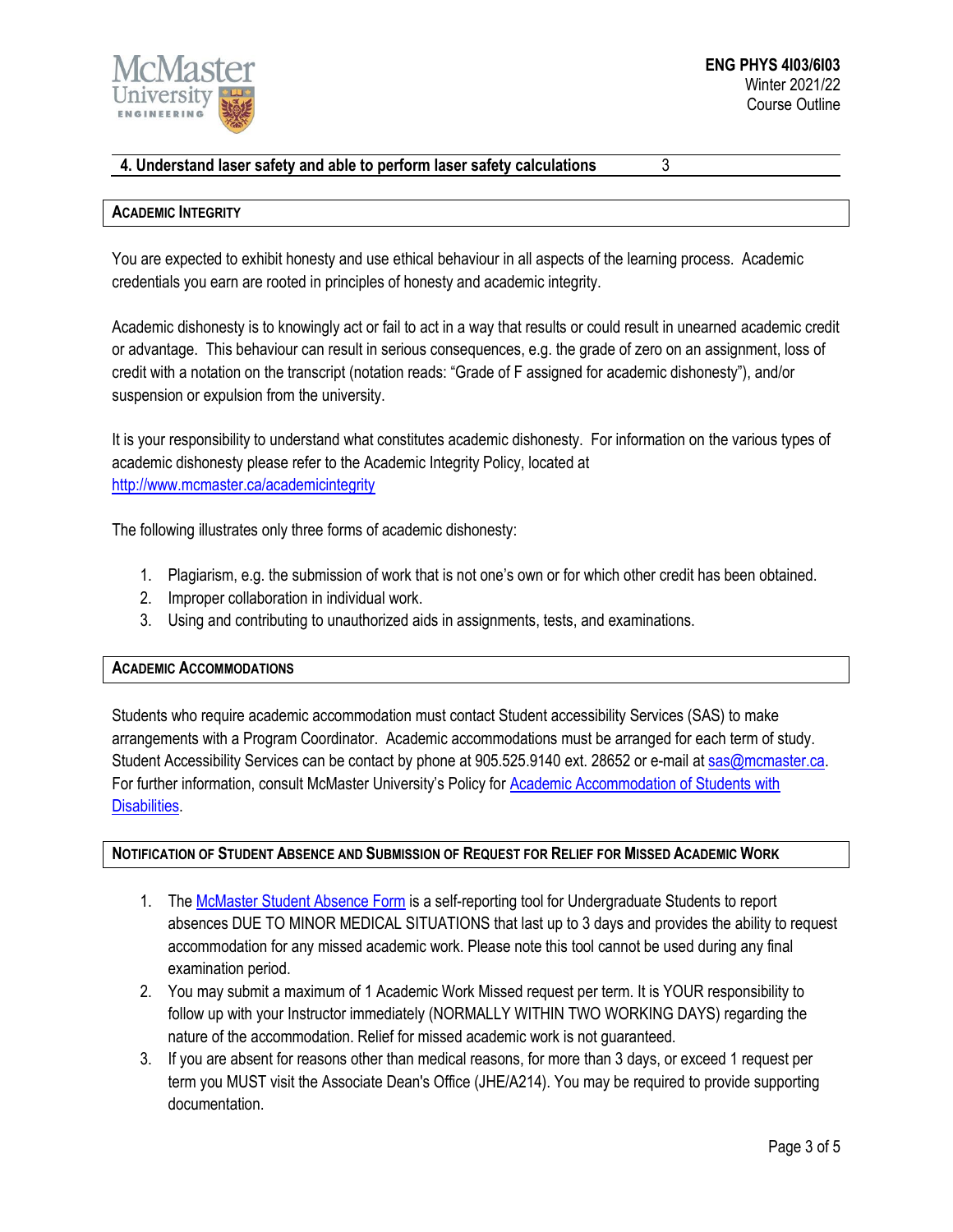| 4. Understand laser safety and able to perform laser safety calculations | 3 |
|---|---|

## ACADEMIC INTEGRITY

You are expected to exhibit honesty and use ethical behaviour in all aspects of the learning process. Academic credentials you earn are rooted in principles of honesty and academic integrity.

Academic dishonesty is to knowingly act or fail to act in a way that results or could result in unearned academic credit or advantage. This behaviour can result in serious consequences, e.g. the grade of zero on an assignment, loss of credit with a notation on the transcript (notation reads: "Grade of F assigned for academic dishonesty"), and/or suspension or expulsion from the university.

It is your responsibility to understand what constitutes academic dishonesty. For information on the various types of academic dishonesty please refer to the Academic Integrity Policy, located at http://www.mcmaster.ca/academicintegrity

The following illustrates only three forms of academic dishonesty:

1. Plagiarism, e.g. the submission of work that is not one's own or for which other credit has been obtained.
2. Improper collaboration in individual work.
3. Using and contributing to unauthorized aids in assignments, tests, and examinations.

## ACADEMIC ACCOMMODATIONS

Students who require academic accommodation must contact Student accessibility Services (SAS) to make arrangements with a Program Coordinator. Academic accommodations must be arranged for each term of study. Student Accessibility Services can be contact by phone at 905.525.9140 ext. 28652 or e-mail at sas@mcmaster.ca. For further information, consult McMaster University's Policy for Academic Accommodation of Students with Disabilities.

## NOTIFICATION OF STUDENT ABSENCE AND SUBMISSION OF REQUEST FOR RELIEF FOR MISSED ACADEMIC WORK

1. The McMaster Student Absence Form is a self-reporting tool for Undergraduate Students to report absences DUE TO MINOR MEDICAL SITUATIONS that last up to 3 days and provides the ability to request accommodation for any missed academic work. Please note this tool cannot be used during any final examination period.
2. You may submit a maximum of 1 Academic Work Missed request per term. It is YOUR responsibility to follow up with your Instructor immediately (NORMALLY WITHIN TWO WORKING DAYS) regarding the nature of the accommodation. Relief for missed academic work is not guaranteed.
3. If you are absent for reasons other than medical reasons, for more than 3 days, or exceed 1 request per term you MUST visit the Associate Dean's Office (JHE/A214). You may be required to provide supporting documentation.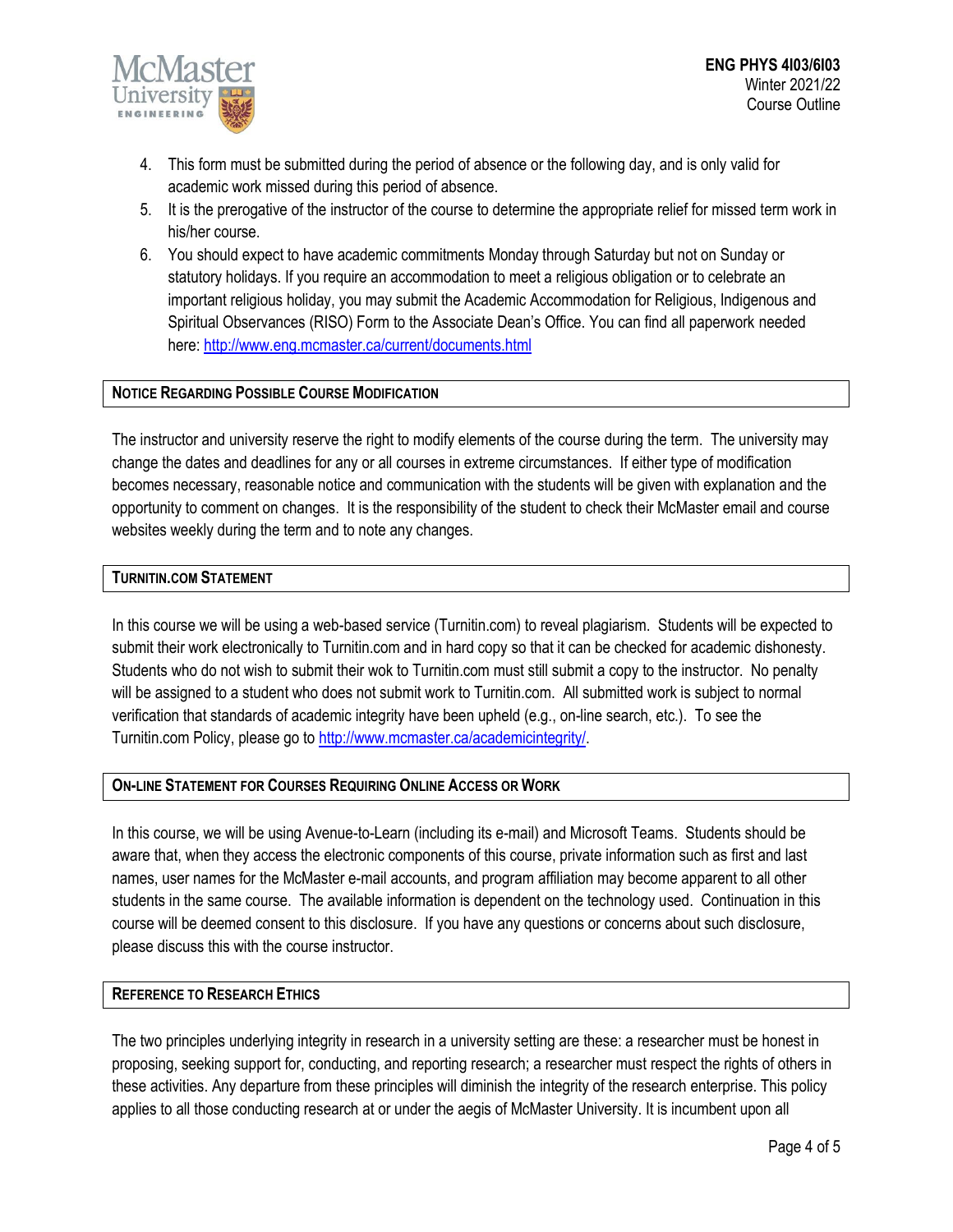4. This form must be submitted during the period of absence or the following day, and is only valid for academic work missed during this period of absence.
5. It is the prerogative of the instructor of the course to determine the appropriate relief for missed term work in his/her course.
6. You should expect to have academic commitments Monday through Saturday but not on Sunday or statutory holidays. If you require an accommodation to meet a religious obligation or to celebrate an important religious holiday, you may submit the Academic Accommodation for Religious, Indigenous and Spiritual Observances (RISO) Form to the Associate Dean's Office. You can find all paperwork needed here: http://www.eng.mcmaster.ca/current/documents.html

## Notice Regarding Possible Course Modification

The instructor and university reserve the right to modify elements of the course during the term. The university may change the dates and deadlines for any or all courses in extreme circumstances. If either type of modification becomes necessary, reasonable notice and communication with the students will be given with explanation and the opportunity to comment on changes. It is the responsibility of the student to check their McMaster email and course websites weekly during the term and to note any changes.

## Turnitin.com Statement

In this course we will be using a web-based service (Turnitin.com) to reveal plagiarism. Students will be expected to submit their work electronically to Turnitin.com and in hard copy so that it can be checked for academic dishonesty. Students who do not wish to submit their wok to Turnitin.com must still submit a copy to the instructor. No penalty will be assigned to a student who does not submit work to Turnitin.com. All submitted work is subject to normal verification that standards of academic integrity have been upheld (e.g., on-line search, etc.). To see the Turnitin.com Policy, please go to http://www.mcmaster.ca/academicintegrity/.

## On-line Statement for Courses Requiring Online Access or Work

In this course, we will be using Avenue-to-Learn (including its e-mail) and Microsoft Teams. Students should be aware that, when they access the electronic components of this course, private information such as first and last names, user names for the McMaster e-mail accounts, and program affiliation may become apparent to all other students in the same course. The available information is dependent on the technology used. Continuation in this course will be deemed consent to this disclosure. If you have any questions or concerns about such disclosure, please discuss this with the course instructor.

## Reference to Research Ethics

The two principles underlying integrity in research in a university setting are these: a researcher must be honest in proposing, seeking support for, conducting, and reporting research; a researcher must respect the rights of others in these activities. Any departure from these principles will diminish the integrity of the research enterprise. This policy applies to all those conducting research at or under the aegis of McMaster University. It is incumbent upon all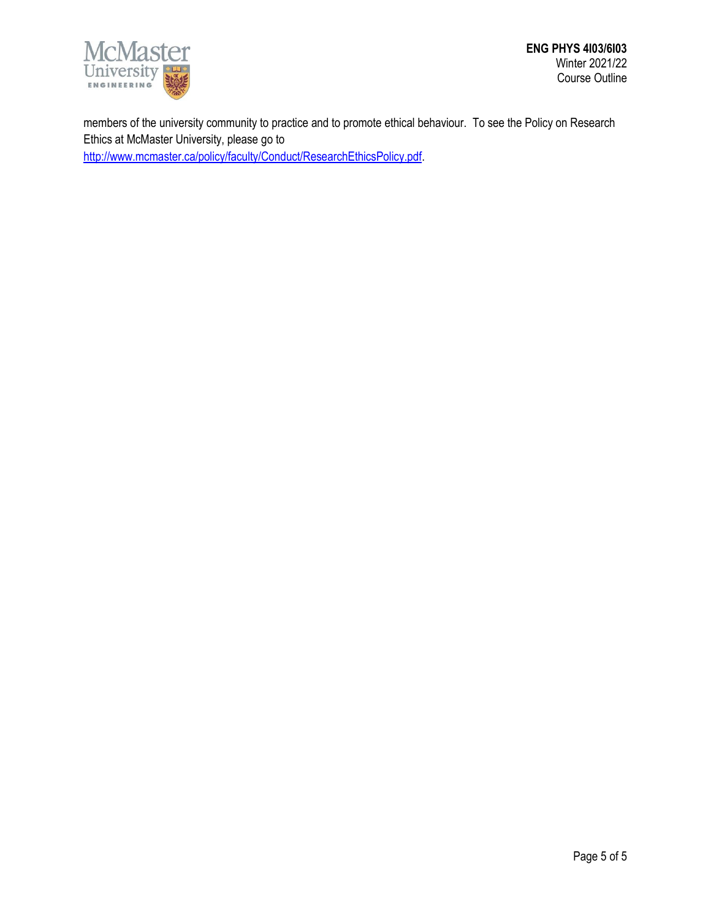members of the university community to practice and to promote ethical behaviour. To see the Policy on Research Ethics at McMaster University, please go to [http://www.mcmaster.ca/policy/faculty/Conduct/ResearchEthicsPolicy.pdf](http://www.mcmaster.ca/policy/faculty/Conduct/ResearchEthicsPolicy.pdf).